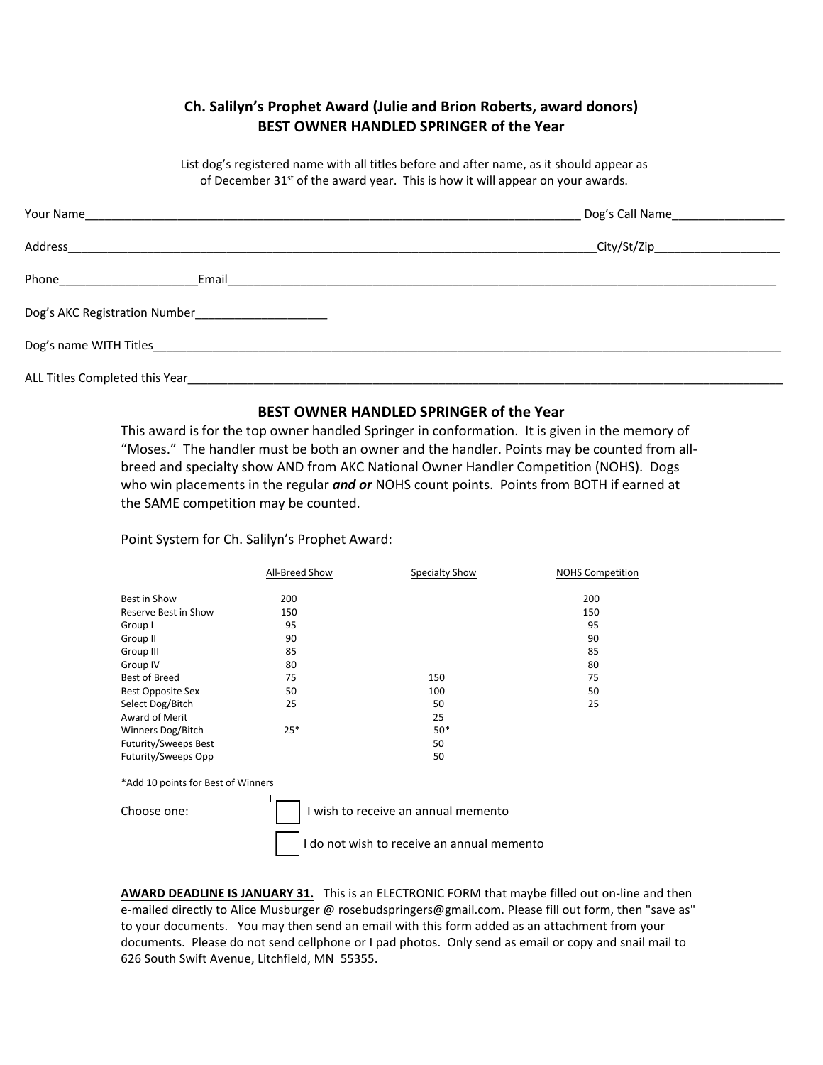## Ch. Salilyn's Prophet Award (Julie and Brion Roberts, award donors)
## BEST OWNER HANDLED SPRINGER of the Year

List dog's registered name with all titles before and after name, as it should appear as of December 31st of the award year. This is how it will appear on your awards.

Your Name_____________________________________________ Dog's Call Name________________

Address_______________________________________________City/St/Zip__________________

Phone____________________Email_______________________________________________

Dog's AKC Registration Number____________________

Dog's name WITH Titles_____________________________________________________________

ALL Titles Completed this Year_______________________________________________________

### BEST OWNER HANDLED SPRINGER of the Year

This award is for the top owner handled Springer in conformation. It is given in the memory of "Moses." The handler must be both an owner and the handler. Points may be counted from all-breed and specialty show AND from AKC National Owner Handler Competition (NOHS). Dogs who win placements in the regular ***and or*** NOHS count points. Points from BOTH if earned at the SAME competition may be counted.

Point System for Ch. Salilyn's Prophet Award:

| | All-Breed Show | Specialty Show | NOHS Competition |
|---|---|---|---|
| Best in Show | 200 | | 200 |
| Reserve Best in Show | 150 | | 150 |
| Group I | 95 | | 95 |
| Group II | 90 | | 90 |
| Group III | 85 | | 85 |
| Group IV | 80 | | 80 |
| Best of Breed | 75 | 150 | 75 |
| Best Opposite Sex | 50 | 100 | 50 |
| Select Dog/Bitch | 25 | 50 | 25 |
| Award of Merit | | 25 | |
| Winners Dog/Bitch | 25* | 50* | |
| Futurity/Sweeps Best | | 50 | |
| Futurity/Sweeps Opp | | 50 | |

*Add 10 points for Best of Winners

Choose one:

☐ I wish to receive an annual memento

☐ I do not wish to receive an annual memento

**AWARD DEADLINE IS JANUARY 31.** This is an ELECTRONIC FORM that maybe filled out on-line and then e-mailed directly to Alice Musburger @ rosebudspringers@gmail.com. Please fill out form, then "save as" to your documents. You may then send an email with this form added as an attachment from your documents. Please do not send cellphone or I pad photos. Only send as email or copy and snail mail to 626 South Swift Avenue, Litchfield, MN 55355.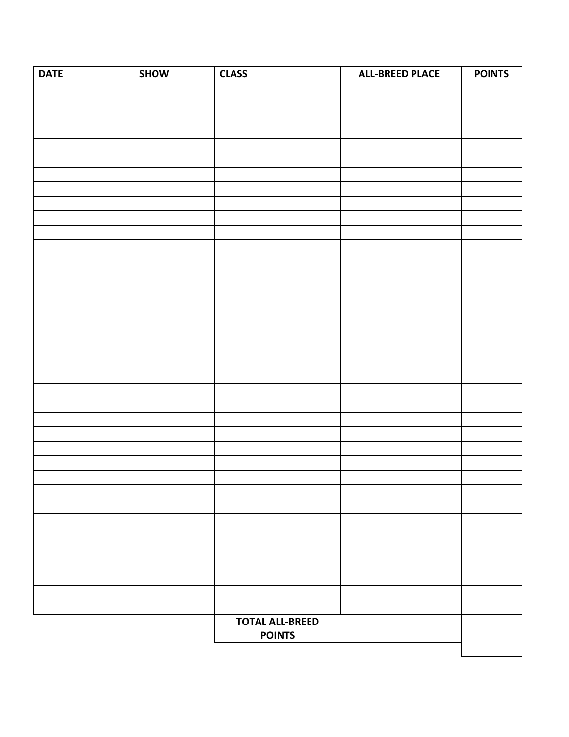| DATE | SHOW | CLASS | ALL-BREED PLACE | POINTS |
|---|---|---|---|---|
| | | | | |
| | | | | |
| | | | | |
| | | | | |
| | | | | |
| | | | | |
| | | | | |
| | | | | |
| | | | | |
| | | | | |
| | | | | |
| | | | | |
| | | | | |
| | | | | |
| | | | | |
| | | | | |
| | | | | |
| | | | | |
| | | | | |
| | | | | |
| | | | | |
| | | | | |
| | | | | |
| | | | | |
| | | | | |
| | | | | |
| | | | | |
| | | | | |
| | | | | |
| | | | | |
| | | | | |
| | | | | |
| | | | | |
| | | | | |
| | | | | |
| | | | | |
| | | | | |
| | | TOTAL ALL-BREED POINTS | | |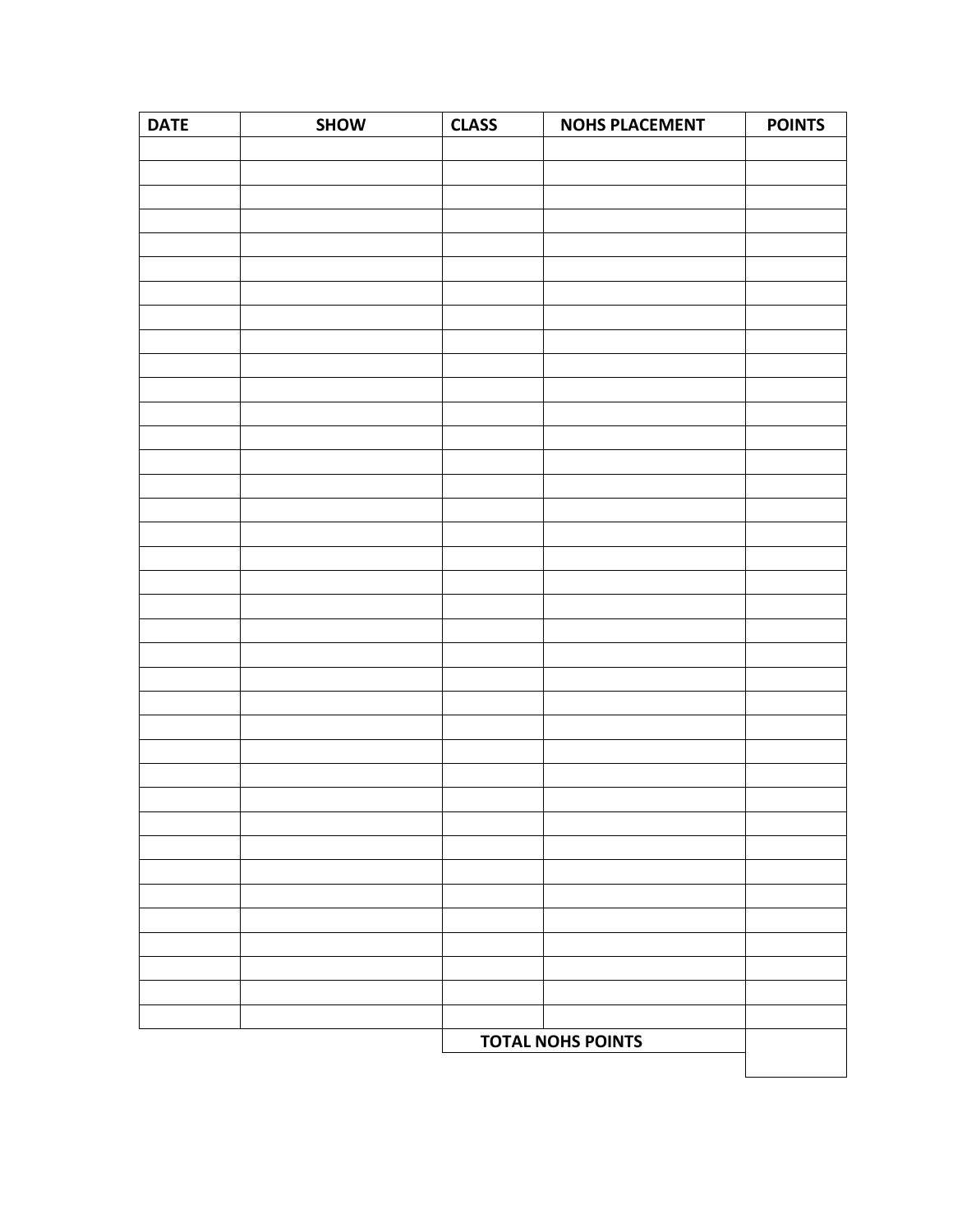| DATE | SHOW | CLASS | NOHS PLACEMENT | POINTS |
|---|---|---|---|---|
| | | | | |
| | | | | |
| | | | | |
| | | | | |
| | | | | |
| | | | | |
| | | | | |
| | | | | |
| | | | | |
| | | | | |
| | | | | |
| | | | | |
| | | | | |
| | | | | |
| | | | | |
| | | | | |
| | | | | |
| | | | | |
| | | | | |
| | | | | |
| | | | | |
| | | | | |
| | | | | |
| | | | | |
| | | | | |
| | | | | |
| | | | | |
| | | | | |
| | | | | |
| | | | | |
| | | | | |
| | | | | |
| | | | | |
| | | | | |
| | | | | |
| | | | | |
| | | | | |
| | | TOTAL NOHS POINTS | | |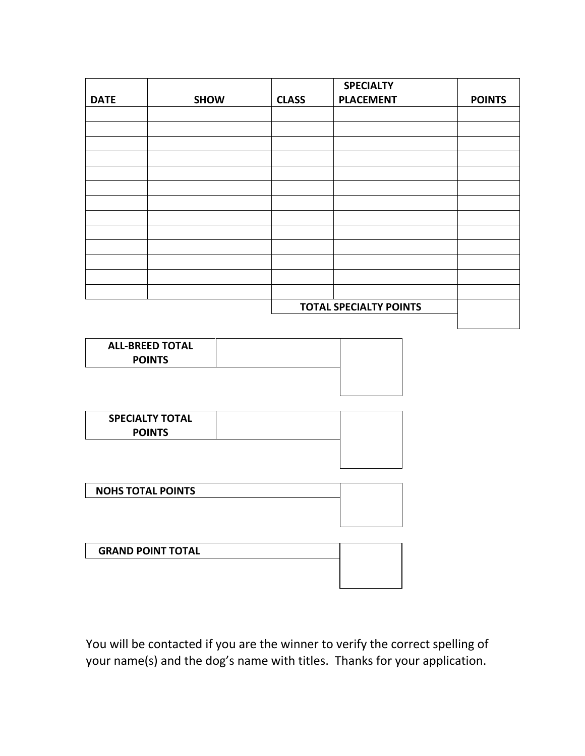| DATE | SHOW | CLASS | SPECIALTY PLACEMENT | POINTS |
| --- | --- | --- | --- | --- |
| | | | | |
| | | | | |
| | | | | |
| | | | | |
| | | | | |
| | | | | |
| | | | | |
| | | | | |
| | | | | |
| | | | | |
| | | | | |
| | | | | |
| | | | | |
| | | TOTAL SPECIALTY POINTS | | |

| | | |
| --- | --- | --- |
| ALL-BREED TOTAL POINTS | | |

| | | |
| --- | --- | --- |
| SPECIALTY TOTAL POINTS | | |

| | |
| --- | --- |
| NOHS TOTAL POINTS | |

| | |
| --- | --- |
| GRAND POINT TOTAL | |

You will be contacted if you are the winner to verify the correct spelling of your name(s) and the dog's name with titles. Thanks for your application.